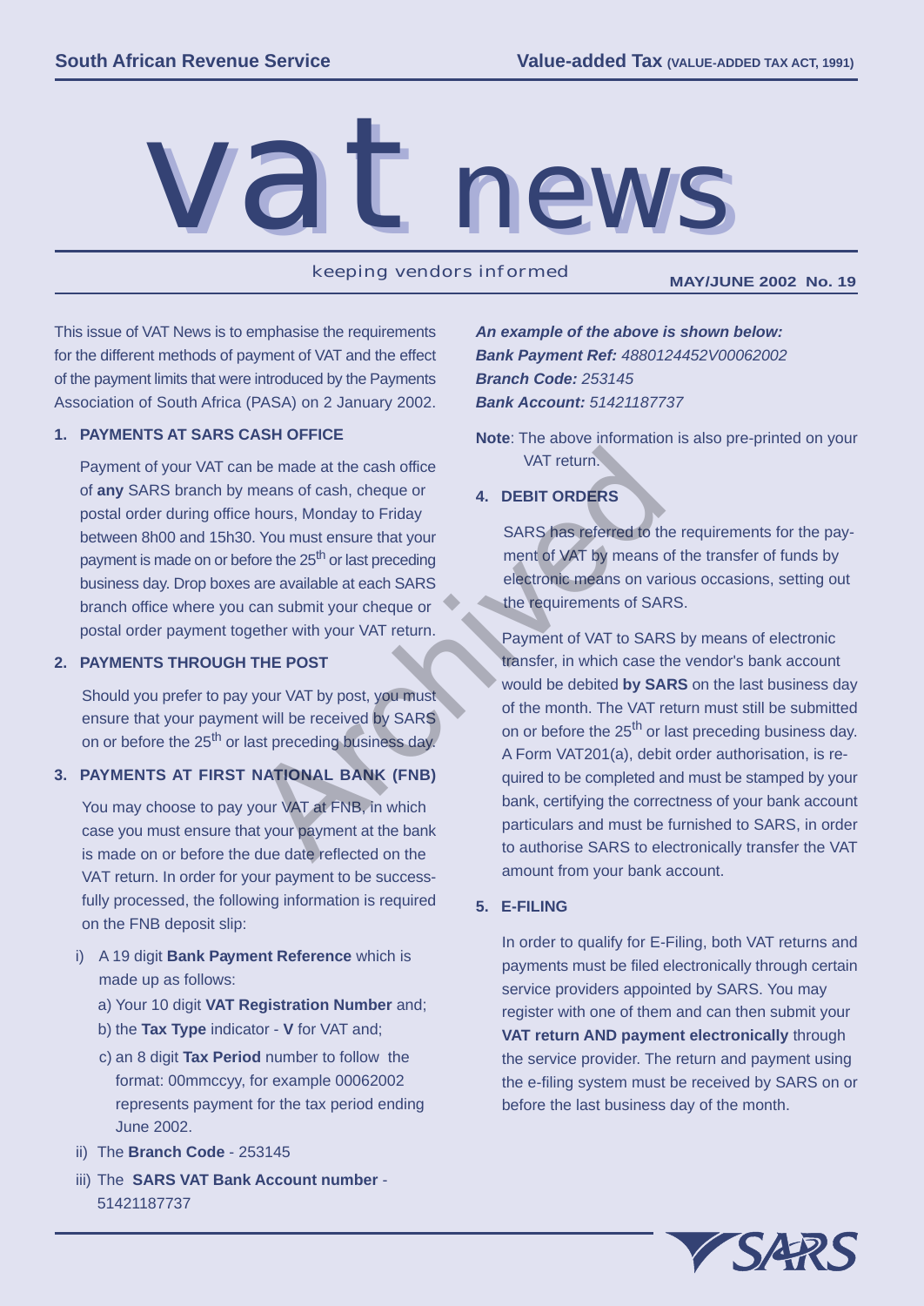# vat news

keeping vendors informed

**MAY/JUNE 2002 No. 19**

This issue of VAT News is to emphasise the requirements for the different methods of payment of VAT and the effect of the payment limits that were introduced by the Payments Association of South Africa (PASA) on 2 January 2002.

## 1. PAYMENTS AT SARS CASH OFFICE

Payment of your VAT can be made at the cash office of **any** SARS branch by means of cash, cheque or postal order during office hours, Monday to Friday between 8h00 and 15h30. You must ensure that your payment is made on or before the 25th or last preceding business day. Drop boxes are available at each SARS branch office where you can submit your cheque or postal order payment together with your VAT return.

## 2. PAYMENTS THROUGH THE POST

Should you prefer to pay your VAT by post, you must ensure that your payment will be received by SARS on or before the 25th or last preceding business day.

## 3. PAYMENTS AT FIRST NATIONAL BANK (FNB)

You may choose to pay your VAT at FNB, in which case you must ensure that your payment at the bank is made on or before the due date reflected on the VAT return. In order for your payment to be successfully processed, the following information is required on the FNB deposit slip:

i) A 19 digit **Bank Payment Reference** which is made up as follows:
   - a) Your 10 digit **VAT Registration Number** and;
   - b) the **Tax Type** indicator - **V** for VAT and;
   - c) an 8 digit **Tax Period** number to follow the format: 00mmccyy, for example 00062002 represents payment for the tax period ending June 2002.

ii) The **Branch Code** - 253145

iii) The **SARS VAT Bank Account number** - 51421187737

***An example of the above is shown below:***
***Bank Payment Ref:*** *4880124452V00062002*
***Branch Code:*** *253145*
***Bank Account:*** *51421187737*

**Note**: The above information is also pre-printed on your VAT return.

## 4. DEBIT ORDERS

SARS has referred to the requirements for the payment of VAT by means of the transfer of funds by electronic means on various occasions, setting out the requirements of SARS.

Payment of VAT to SARS by means of electronic transfer, in which case the vendor's bank account would be debited **by SARS** on the last business day of the month. The VAT return must still be submitted on or before the 25th or last preceding business day. A Form VAT201(a), debit order authorisation, is required to be completed and must be stamped by your bank, certifying the correctness of your bank account particulars and must be furnished to SARS, in order to authorise SARS to electronically transfer the VAT amount from your bank account.

## 5. E-FILING

In order to qualify for E-Filing, both VAT returns and payments must be filed electronically through certain service providers appointed by SARS. You may register with one of them and can then submit your **VAT return AND payment electronically** through the service provider. The return and payment using the e-filing system must be received by SARS on or before the last business day of the month.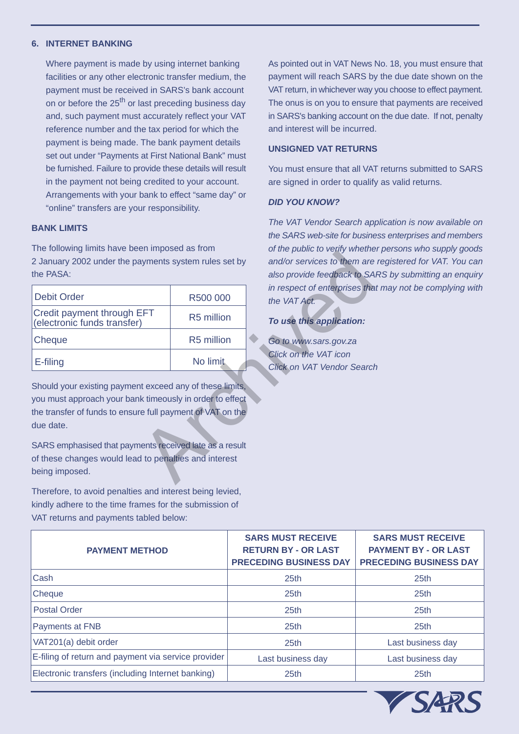## 6. INTERNET BANKING

Where payment is made by using internet banking facilities or any other electronic transfer medium, the payment must be received in SARS's bank account on or before the 25th or last preceding business day and, such payment must accurately reflect your VAT reference number and the tax period for which the payment is being made. The bank payment details set out under "Payments at First National Bank" must be furnished. Failure to provide these details will result in the payment not being credited to your account. Arrangements with your bank to effect "same day" or "online" transfers are your responsibility.

### BANK LIMITS

The following limits have been imposed as from 2 January 2002 under the payments system rules set by the PASA:

| | |
|---|---|
| Debit Order | R500 000 |
| Credit payment through EFT (electronic funds transfer) | R5 million |
| Cheque | R5 million |
| E-filing | No limit |

Should your existing payment exceed any of these limits, you must approach your bank timeously in order to effect the transfer of funds to ensure full payment of VAT on the due date.

SARS emphasised that payments received late as a result of these changes would lead to penalties and interest being imposed.

Therefore, to avoid penalties and interest being levied, kindly adhere to the time frames for the submission of VAT returns and payments tabled below:

As pointed out in VAT News No. 18, you must ensure that payment will reach SARS by the due date shown on the VAT return, in whichever way you choose to effect payment. The onus is on you to ensure that payments are received in SARS's banking account on the due date. If not, penalty and interest will be incurred.

### UNSIGNED VAT RETURNS

You must ensure that all VAT returns submitted to SARS are signed in order to qualify as valid returns.

### *DID YOU KNOW?*

*The VAT Vendor Search application is now available on the SARS web-site for business enterprises and members of the public to verify whether persons who supply goods and/or services to them are registered for VAT. You can also provide feedback to SARS by submitting an enquiry in respect of enterprises that may not be complying with the VAT Act.*

***To use this application:***

*Go to www.sars.gov.za*
*Click on the VAT icon*
*Click on VAT Vendor Search*

| PAYMENT METHOD | SARS MUST RECEIVE RETURN BY - OR LAST PRECEDING BUSINESS DAY | SARS MUST RECEIVE PAYMENT BY - OR LAST PRECEDING BUSINESS DAY |
|---|---|---|
| Cash | 25th | 25th |
| Cheque | 25th | 25th |
| Postal Order | 25th | 25th |
| Payments at FNB | 25th | 25th |
| VAT201(a) debit order | 25th | Last business day |
| E-filing of return and payment via service provider | Last business day | Last business day |
| Electronic transfers (including Internet banking) | 25th | 25th |